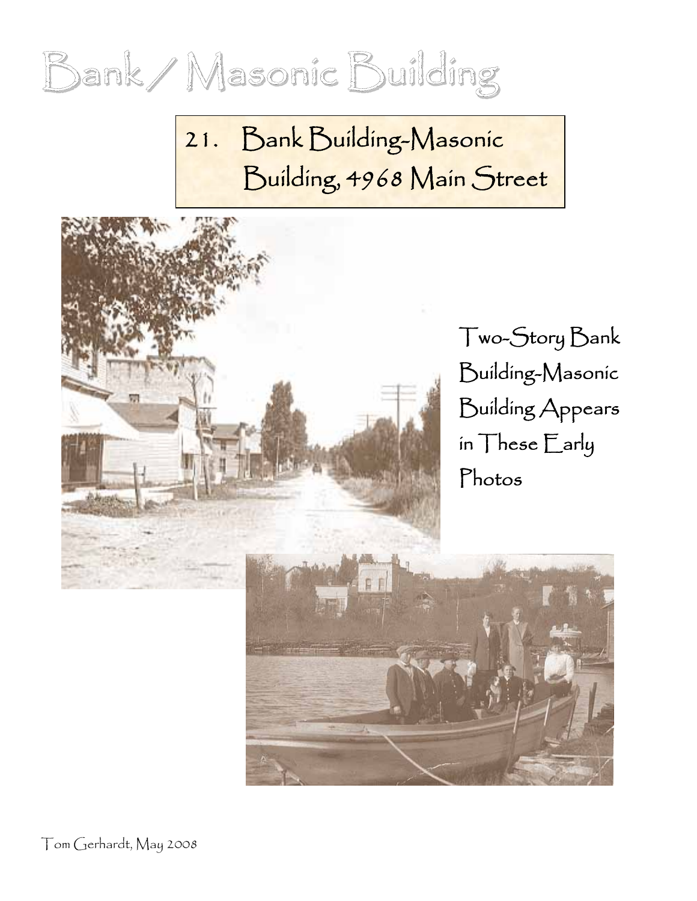# Bank / Masonic Building

## 21. Bank Building-Masonic Building, 4968 Main Street

Two-Story Bank Building-Masonic Building Appears in These Early Photos

Tom Gerhardt, May 2008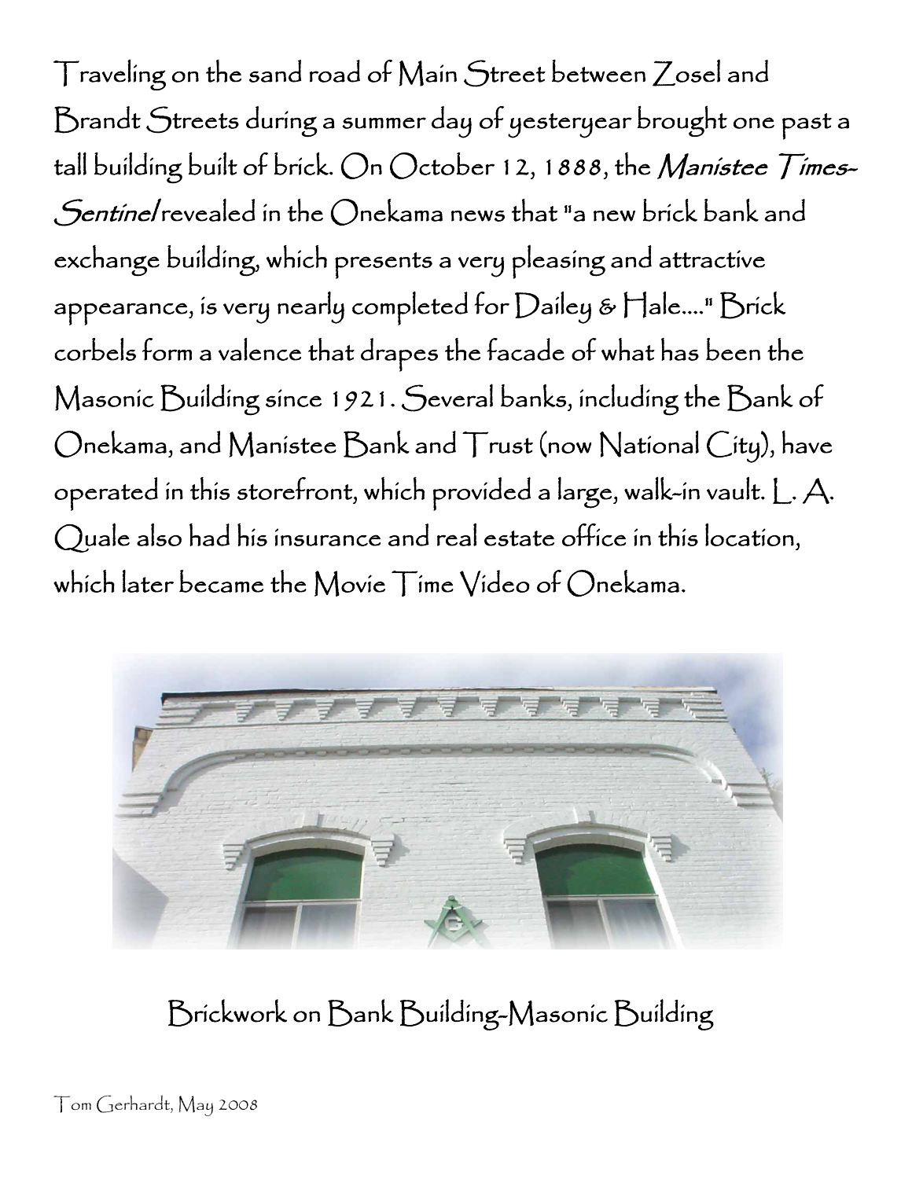Traveling on the sand road of Main Street between Zosel and Brandt Streets during a summer day of yesteryear brought one past a tall building built of brick. On October 12, 1888, the *Manistee Times-Sentinel* revealed in the Onekama news that "a new brick bank and exchange building, which presents a very pleasing and attractive appearance, is very nearly completed for Dailey & Hale...." Brick corbels form a valence that drapes the facade of what has been the Masonic Building since 1921. Several banks, including the Bank of Onekama, and Manistee Bank and Trust (now National City), have operated in this storefront, which provided a large, walk-in vault. L. A. Quale also had his insurance and real estate office in this location, which later became the Movie Time Video of Onekama.

Brickwork on Bank Building-Masonic Building

Tom Gerhardt, May 2008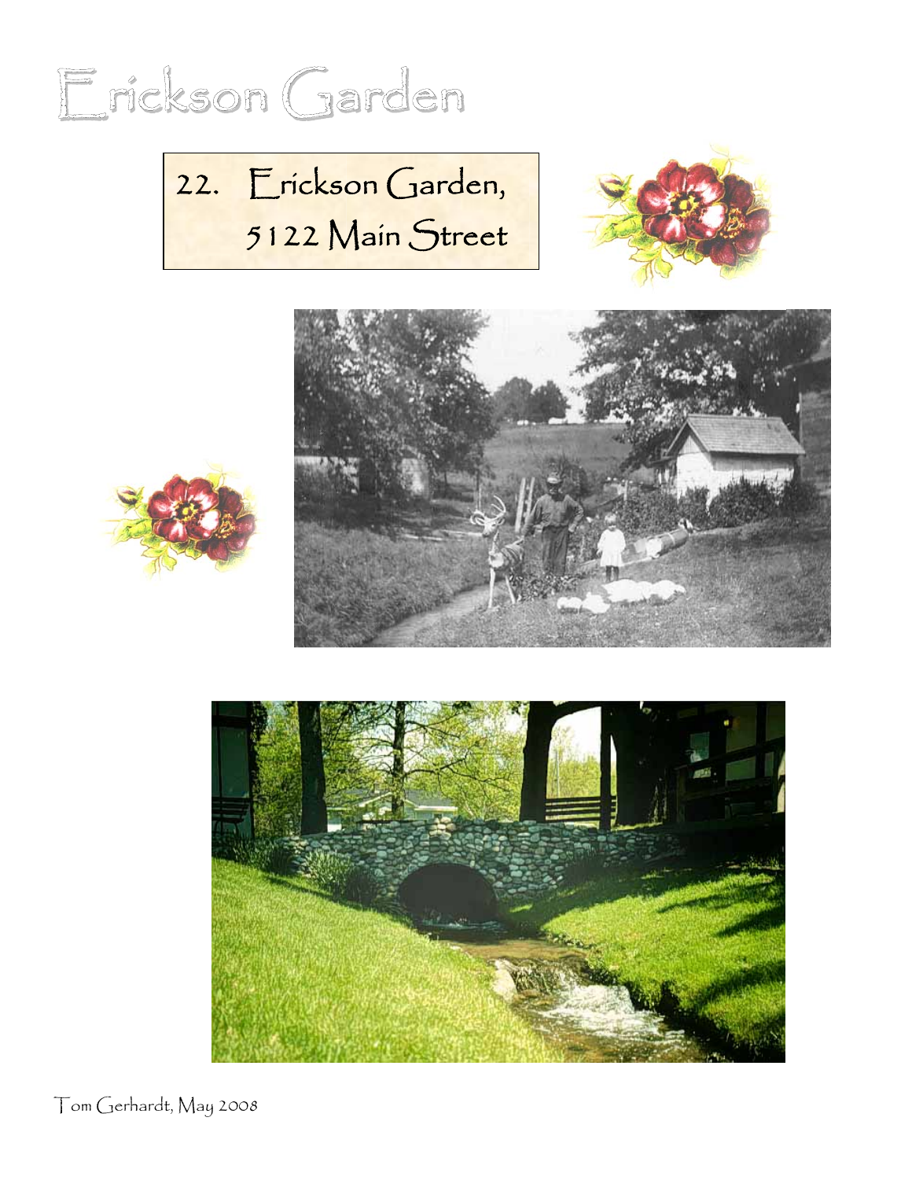# Erickson Garden

22. Erickson Garden,
5122 Main Street

Tom Gerhardt, May 2008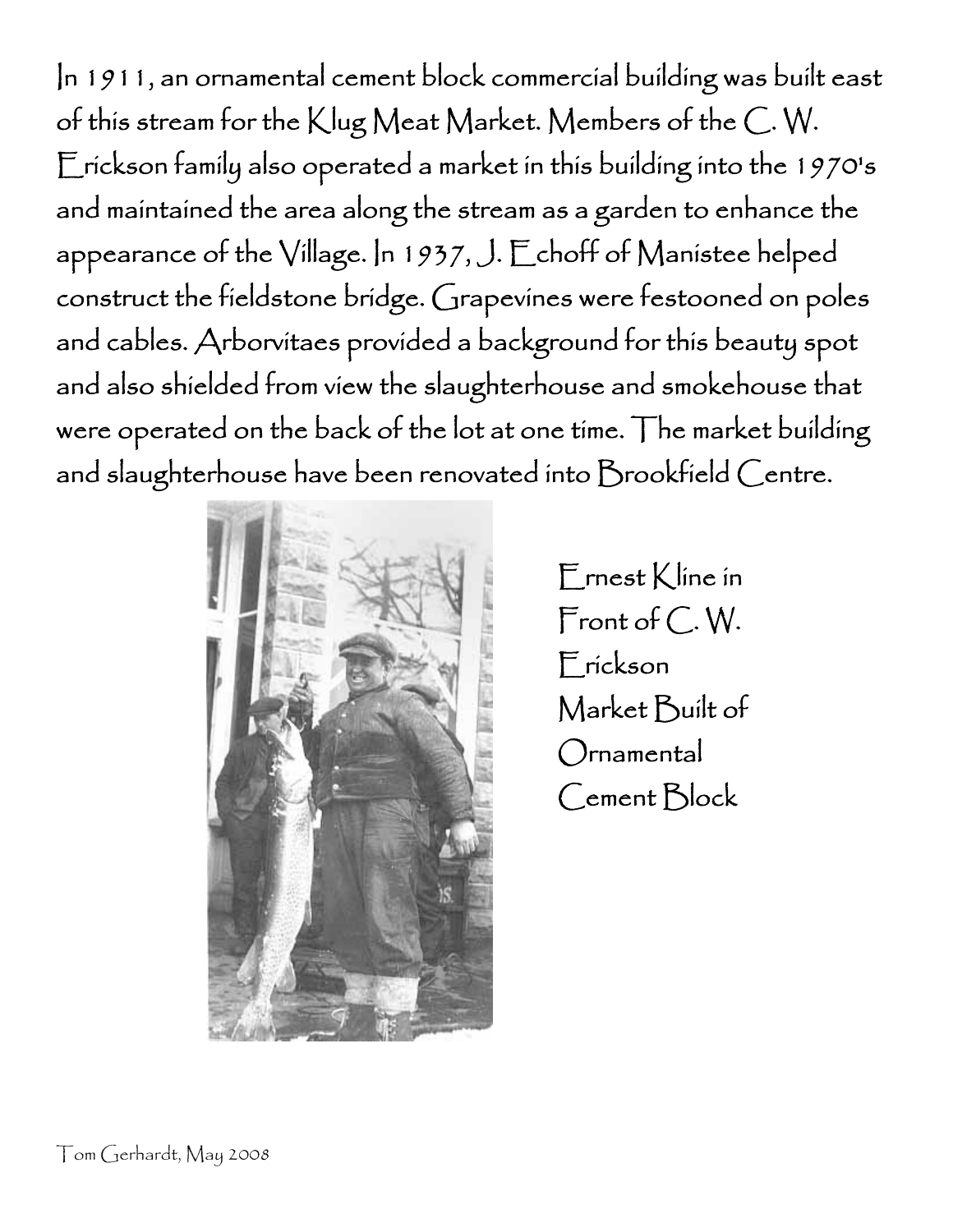In 1911, an ornamental cement block commercial building was built east of this stream for the Klug Meat Market. Members of the C. W. Erickson family also operated a market in this building into the 1970's and maintained the area along the stream as a garden to enhance the appearance of the Village. In 1937, J. Echoff of Manistee helped construct the fieldstone bridge. Grapevines were festooned on poles and cables. Arborvitaes provided a background for this beauty spot and also shielded from view the slaughterhouse and smokehouse that were operated on the back of the lot at one time. The market building and slaughterhouse have been renovated into Brookfield Centre.

Ernest Kline in Front of C. W. Erickson Market Built of Ornamental Cement Block

Tom Gerhardt, May 2008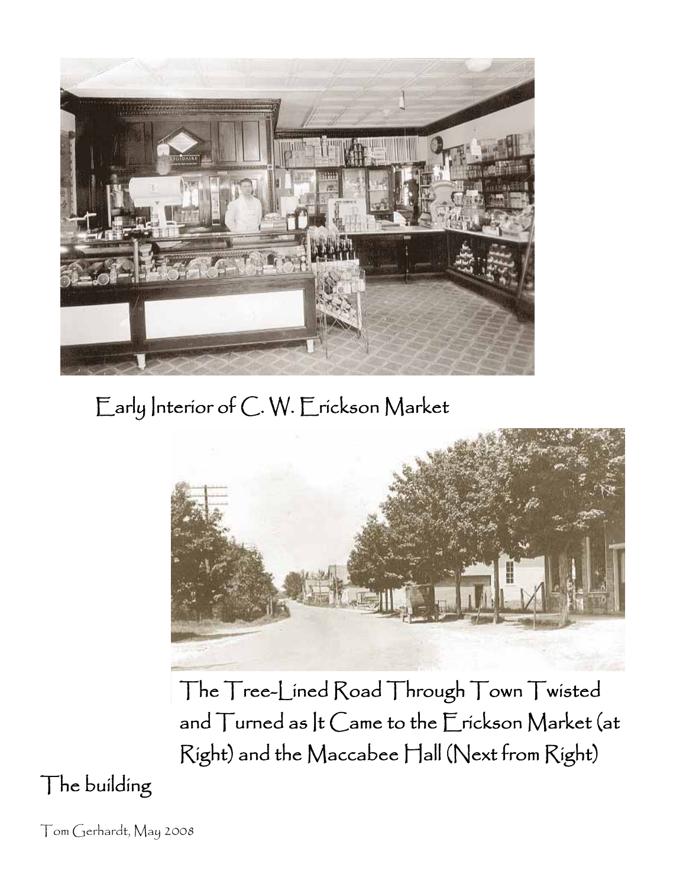Early Interior of C. W. Erickson Market

The Tree-Lined Road Through Town Twisted and Turned as It Came to the Erickson Market (at Right) and the Maccabee Hall (Next from Right)

The building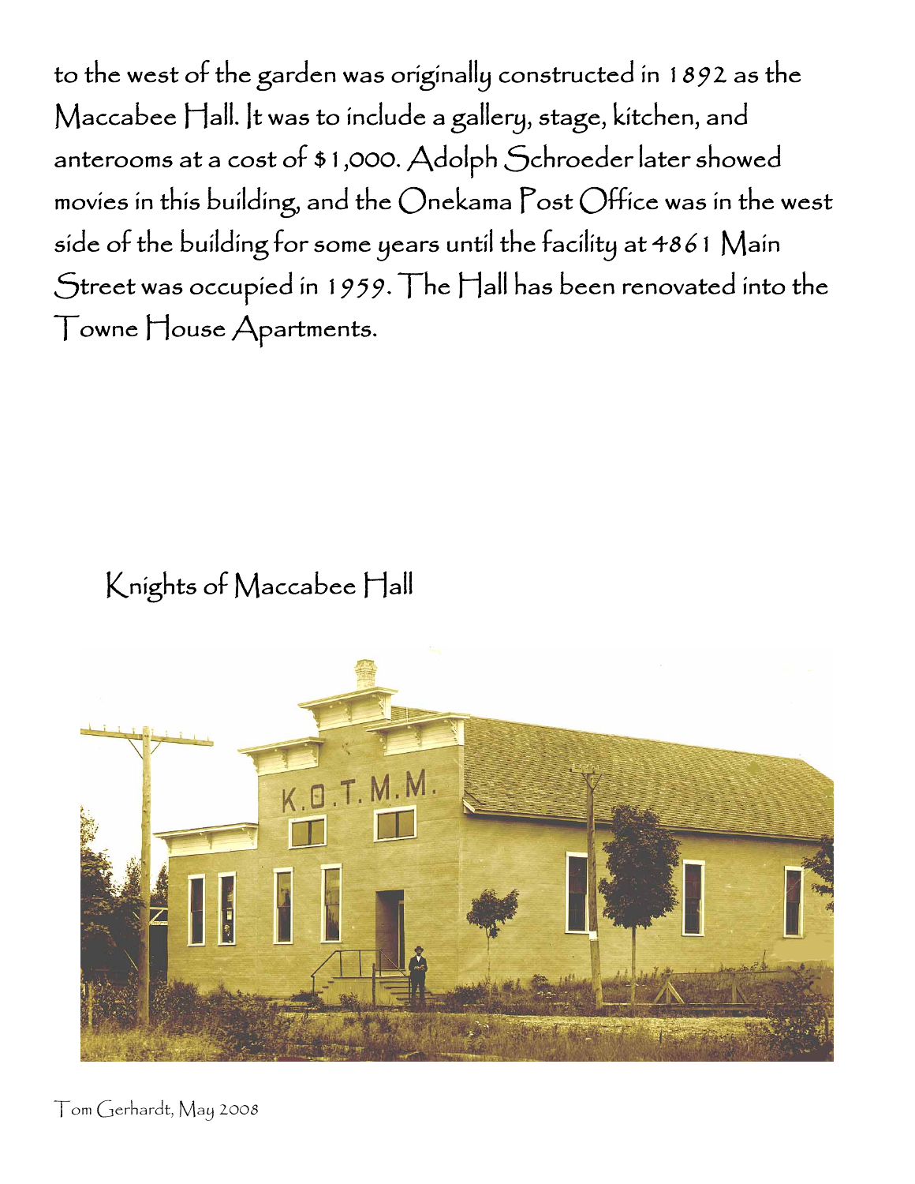to the west of the garden was originally constructed in 1892 as the Maccabee Hall. It was to include a gallery, stage, kitchen, and anterooms at a cost of $1,000. Adolph Schroeder later showed movies in this building, and the Onekama Post Office was in the west side of the building for some years until the facility at 4861 Main Street was occupied in 1959. The Hall has been renovated into the Towne House Apartments.

Knights of Maccabee Hall

Tom Gerhardt, May 2008